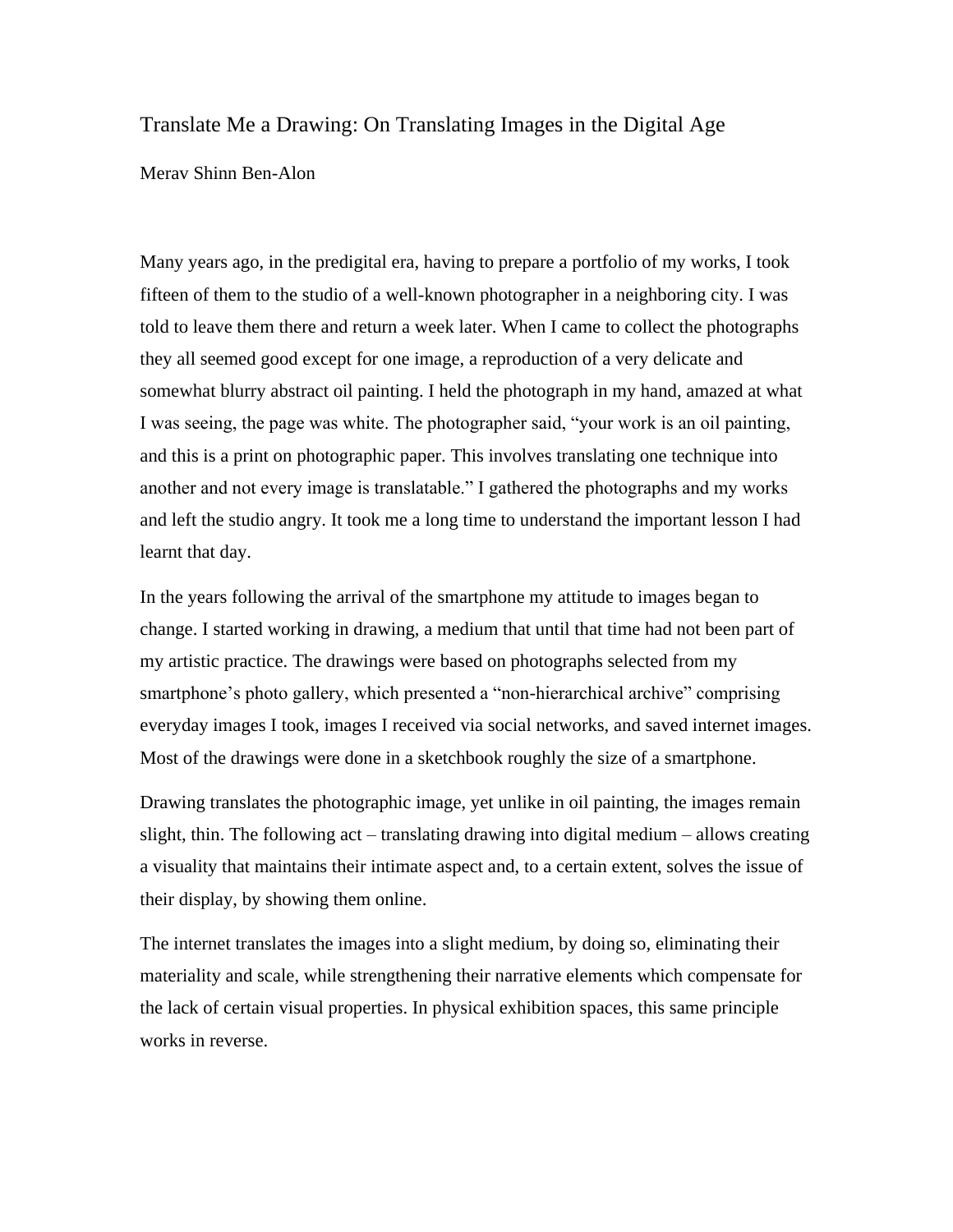# Translate Me a Drawing: On Translating Images in the Digital Age

Merav Shinn Ben-Alon

Many years ago, in the predigital era, having to prepare a portfolio of my works, I took fifteen of them to the studio of a well-known photographer in a neighboring city. I was told to leave them there and return a week later. When I came to collect the photographs they all seemed good except for one image, a reproduction of a very delicate and somewhat blurry abstract oil painting. I held the photograph in my hand, amazed at what I was seeing, the page was white. The photographer said, "your work is an oil painting, and this is a print on photographic paper. This involves translating one technique into another and not every image is translatable." I gathered the photographs and my works and left the studio angry. It took me a long time to understand the important lesson I had learnt that day.

In the years following the arrival of the smartphone my attitude to images began to change. I started working in drawing, a medium that until that time had not been part of my artistic practice. The drawings were based on photographs selected from my smartphone's photo gallery, which presented a "non-hierarchical archive" comprising everyday images I took, images I received via social networks, and saved internet images. Most of the drawings were done in a sketchbook roughly the size of a smartphone.

Drawing translates the photographic image, yet unlike in oil painting, the images remain slight, thin. The following act – translating drawing into digital medium – allows creating a visuality that maintains their intimate aspect and, to a certain extent, solves the issue of their display, by showing them online.

The internet translates the images into a slight medium, by doing so, eliminating their materiality and scale, while strengthening their narrative elements which compensate for the lack of certain visual properties. In physical exhibition spaces, this same principle works in reverse.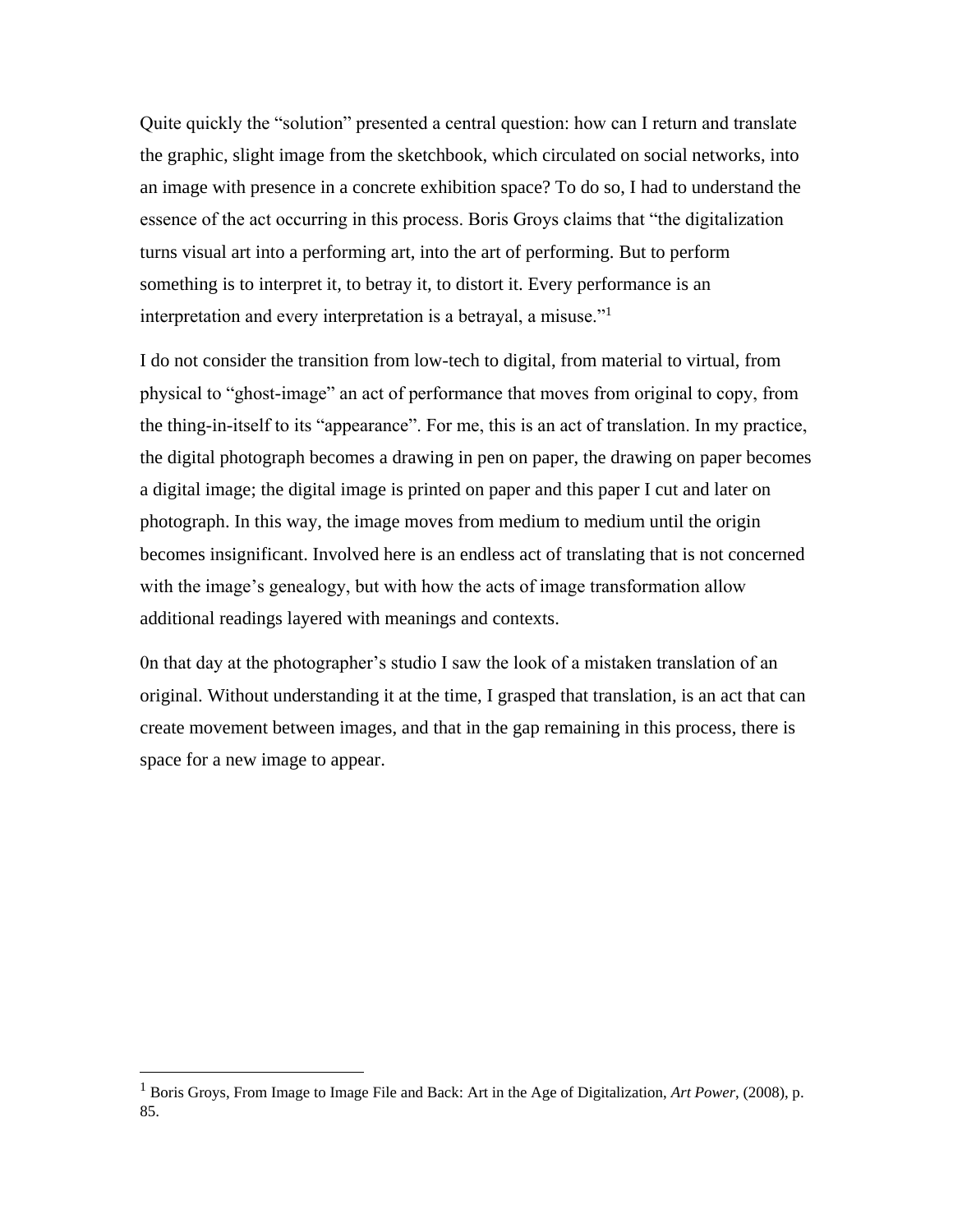Quite quickly the "solution" presented a central question: how can I return and translate the graphic, slight image from the sketchbook, which circulated on social networks, into an image with presence in a concrete exhibition space? To do so, I had to understand the essence of the act occurring in this process. Boris Groys claims that "the digitalization turns visual art into a performing art, into the art of performing. But to perform something is to interpret it, to betray it, to distort it. Every performance is an interpretation and every interpretation is a betrayal, a misuse."[1]

I do not consider the transition from low-tech to digital, from material to virtual, from physical to "ghost-image" an act of performance that moves from original to copy, from the thing-in-itself to its "appearance". For me, this is an act of translation. In my practice, the digital photograph becomes a drawing in pen on paper, the drawing on paper becomes a digital image; the digital image is printed on paper and this paper I cut and later on photograph. In this way, the image moves from medium to medium until the origin becomes insignificant. Involved here is an endless act of translating that is not concerned with the image's genealogy, but with how the acts of image transformation allow additional readings layered with meanings and contexts.

0n that day at the photographer's studio I saw the look of a mistaken translation of an original. Without understanding it at the time, I grasped that translation, is an act that can create movement between images, and that in the gap remaining in this process, there is space for a new image to appear.

---

[1] Boris Groys, From Image to Image File and Back: Art in the Age of Digitalization, *Art Power*, (2008), p. 85.